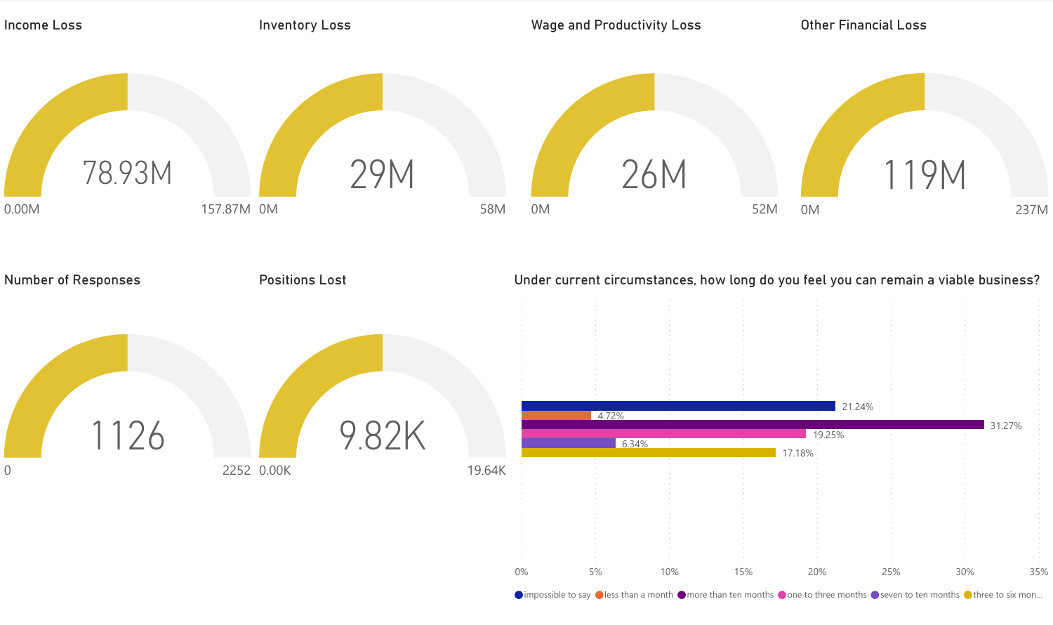## Income Loss

78.93M

0.00M — 157.87M

## Inventory Loss

29M

0M — 58M

## Wage and Productivity Loss

26M

0M — 52M

## Other Financial Loss

119M

0M — 237M

## Number of Responses

1126

0 — 2252

## Positions Lost

9.82K

0.00K — 19.64K

## Under current circumstances, how long do you feel you can remain a viable business?

| Response | Percentage |
| --- | --- |
| impossible to say | 21.24% |
| less than a month | 4.72% |
| more than ten months | 31.27% |
| one to three months | 19.25% |
| seven to ten months | 6.34% |
| three to six mon... | 17.18% |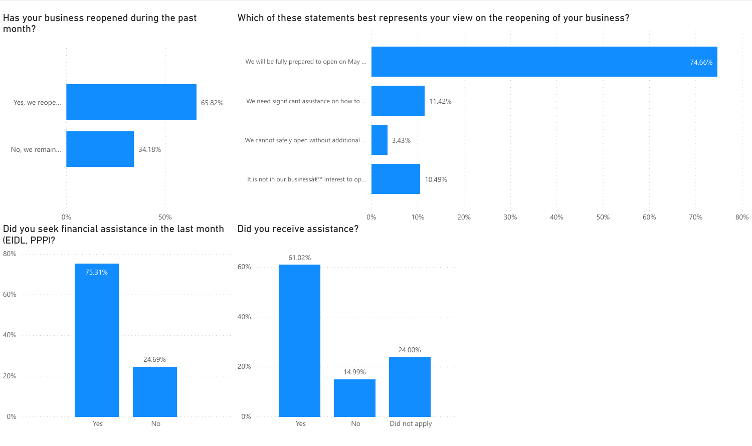## Has your business reopened during the past month?

Yes, we reope...
65.82%

No, we remain...
34.18%

0%
50%

## Which of these statements best represents your view on the reopening of your business?

We will be fully prepared to open on May ...
74.66%

We need significant assistance on how to ...
11.42%

We cannot safely open without additional ...
3.43%

It is not in our businessâ€™ interest to op...
10.49%

0%
10%
20%
30%
40%
50%
60%
70%
80%

## Did you seek financial assistance in the last month (EIDL, PPP)?

80%
60%
40%
20%
0%

75.31%
24.69%

Yes
No

## Did you receive assistance?

60%
40%
20%
0%

61.02%
14.99%
24.00%

Yes
No
Did not apply